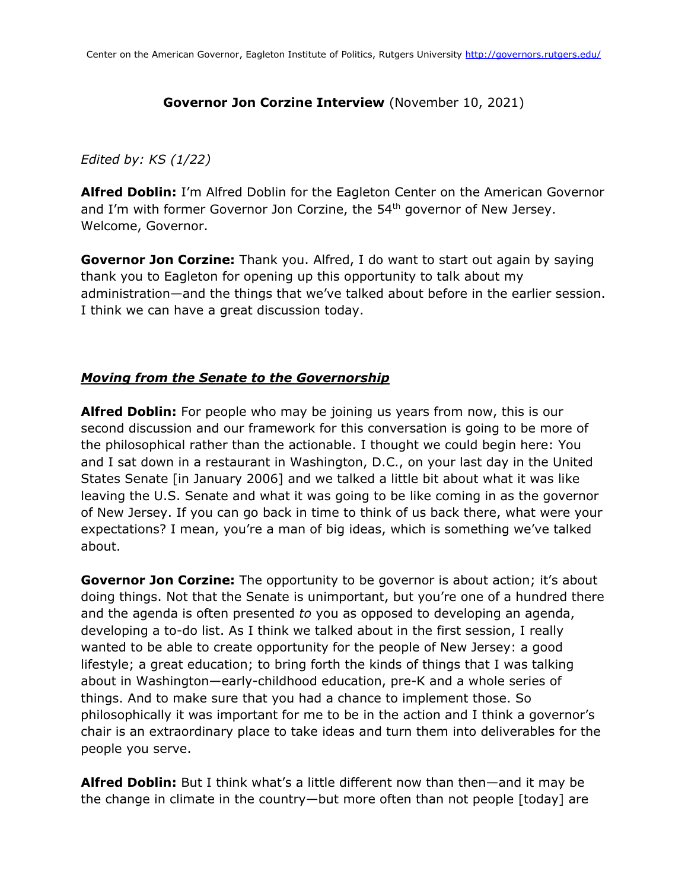**Governor Jon Corzine Interview** (November 10, 2021)

*Edited by: KS (1/22)*

**Alfred Doblin:** I'm Alfred Doblin for the Eagleton Center on the American Governor and I'm with former Governor Jon Corzine, the 54th governor of New Jersey. Welcome, Governor.

**Governor Jon Corzine:** Thank you. Alfred, I do want to start out again by saying thank you to Eagleton for opening up this opportunity to talk about my administration—and the things that we've talked about before in the earlier session. I think we can have a great discussion today.

## ***Moving from the Senate to the Governorship***

**Alfred Doblin:** For people who may be joining us years from now, this is our second discussion and our framework for this conversation is going to be more of the philosophical rather than the actionable. I thought we could begin here: You and I sat down in a restaurant in Washington, D.C., on your last day in the United States Senate [in January 2006] and we talked a little bit about what it was like leaving the U.S. Senate and what it was going to be like coming in as the governor of New Jersey. If you can go back in time to think of us back there, what were your expectations? I mean, you're a man of big ideas, which is something we've talked about.

**Governor Jon Corzine:** The opportunity to be governor is about action; it's about doing things. Not that the Senate is unimportant, but you're one of a hundred there and the agenda is often presented *to* you as opposed to developing an agenda, developing a to-do list. As I think we talked about in the first session, I really wanted to be able to create opportunity for the people of New Jersey: a good lifestyle; a great education; to bring forth the kinds of things that I was talking about in Washington—early-childhood education, pre-K and a whole series of things. And to make sure that you had a chance to implement those. So philosophically it was important for me to be in the action and I think a governor's chair is an extraordinary place to take ideas and turn them into deliverables for the people you serve.

**Alfred Doblin:** But I think what's a little different now than then—and it may be the change in climate in the country—but more often than not people [today] are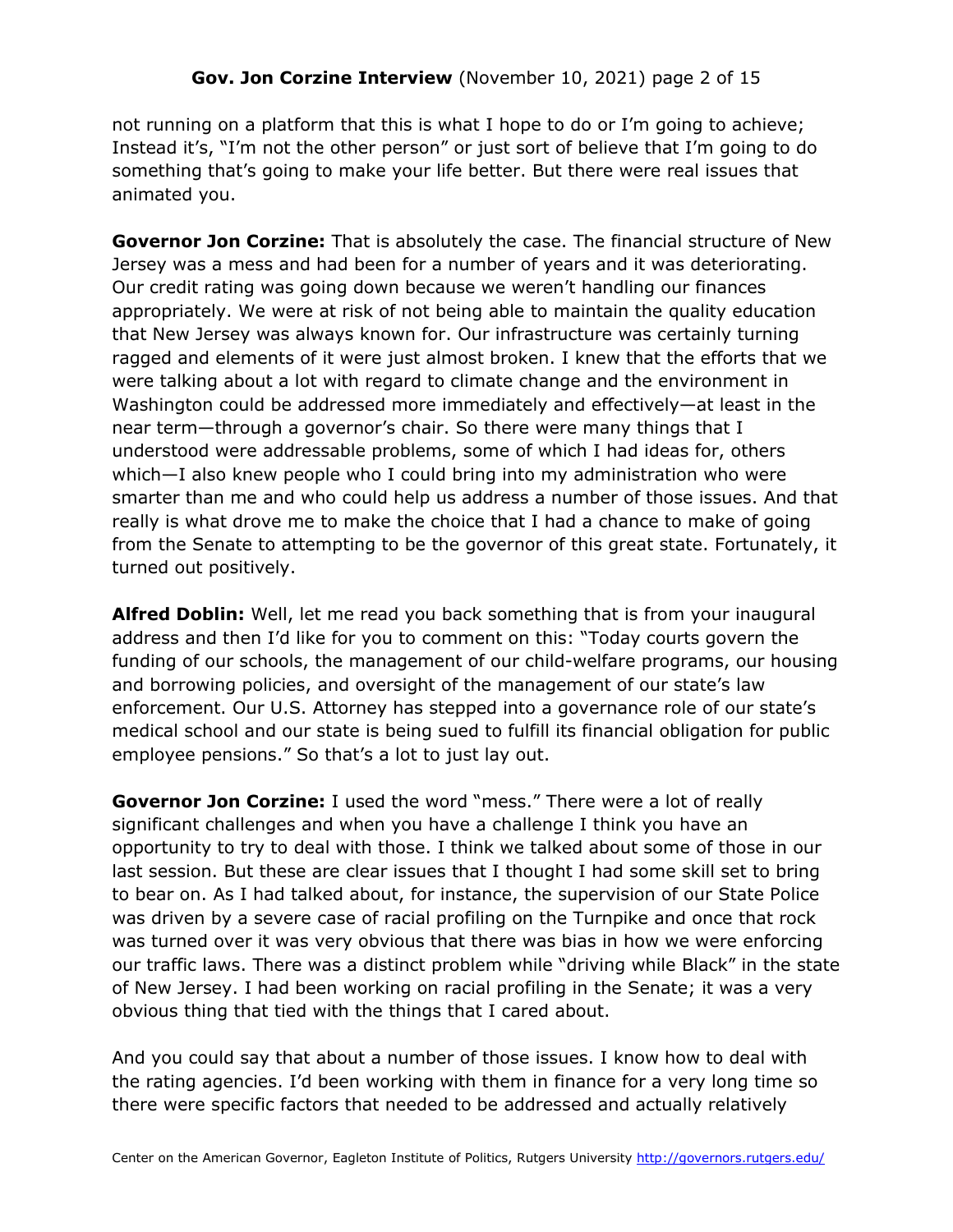not running on a platform that this is what I hope to do or I'm going to achieve; Instead it's, "I'm not the other person" or just sort of believe that I'm going to do something that's going to make your life better. But there were real issues that animated you.

**Governor Jon Corzine:** That is absolutely the case. The financial structure of New Jersey was a mess and had been for a number of years and it was deteriorating. Our credit rating was going down because we weren't handling our finances appropriately. We were at risk of not being able to maintain the quality education that New Jersey was always known for. Our infrastructure was certainly turning ragged and elements of it were just almost broken. I knew that the efforts that we were talking about a lot with regard to climate change and the environment in Washington could be addressed more immediately and effectively—at least in the near term—through a governor's chair. So there were many things that I understood were addressable problems, some of which I had ideas for, others which—I also knew people who I could bring into my administration who were smarter than me and who could help us address a number of those issues. And that really is what drove me to make the choice that I had a chance to make of going from the Senate to attempting to be the governor of this great state. Fortunately, it turned out positively.

**Alfred Doblin:** Well, let me read you back something that is from your inaugural address and then I'd like for you to comment on this: "Today courts govern the funding of our schools, the management of our child-welfare programs, our housing and borrowing policies, and oversight of the management of our state's law enforcement. Our U.S. Attorney has stepped into a governance role of our state's medical school and our state is being sued to fulfill its financial obligation for public employee pensions." So that's a lot to just lay out.

**Governor Jon Corzine:** I used the word "mess." There were a lot of really significant challenges and when you have a challenge I think you have an opportunity to try to deal with those. I think we talked about some of those in our last session. But these are clear issues that I thought I had some skill set to bring to bear on. As I had talked about, for instance, the supervision of our State Police was driven by a severe case of racial profiling on the Turnpike and once that rock was turned over it was very obvious that there was bias in how we were enforcing our traffic laws. There was a distinct problem while "driving while Black" in the state of New Jersey. I had been working on racial profiling in the Senate; it was a very obvious thing that tied with the things that I cared about.

And you could say that about a number of those issues. I know how to deal with the rating agencies. I'd been working with them in finance for a very long time so there were specific factors that needed to be addressed and actually relatively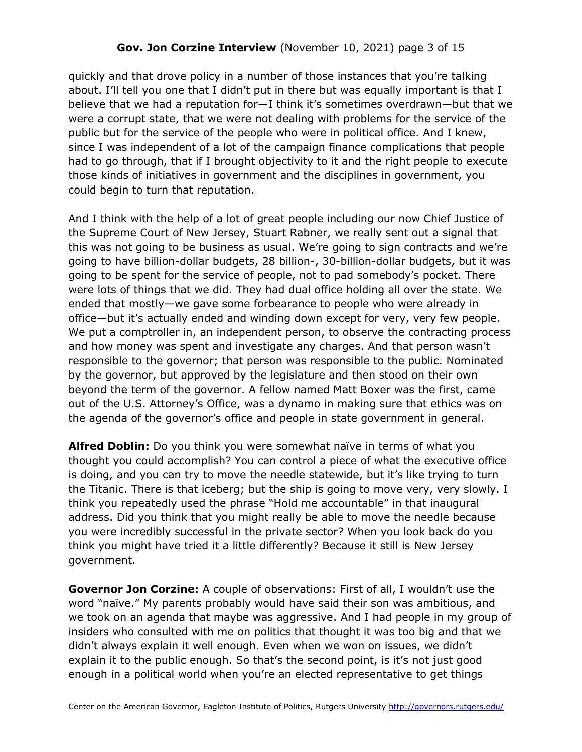quickly and that drove policy in a number of those instances that you're talking about. I'll tell you one that I didn't put in there but was equally important is that I believe that we had a reputation for—I think it's sometimes overdrawn—but that we were a corrupt state, that we were not dealing with problems for the service of the public but for the service of the people who were in political office. And I knew, since I was independent of a lot of the campaign finance complications that people had to go through, that if I brought objectivity to it and the right people to execute those kinds of initiatives in government and the disciplines in government, you could begin to turn that reputation.

And I think with the help of a lot of great people including our now Chief Justice of the Supreme Court of New Jersey, Stuart Rabner, we really sent out a signal that this was not going to be business as usual. We're going to sign contracts and we're going to have billion-dollar budgets, 28 billion-, 30-billion-dollar budgets, but it was going to be spent for the service of people, not to pad somebody's pocket. There were lots of things that we did. They had dual office holding all over the state. We ended that mostly—we gave some forbearance to people who were already in office—but it's actually ended and winding down except for very, very few people. We put a comptroller in, an independent person, to observe the contracting process and how money was spent and investigate any charges. And that person wasn't responsible to the governor; that person was responsible to the public. Nominated by the governor, but approved by the legislature and then stood on their own beyond the term of the governor. A fellow named Matt Boxer was the first, came out of the U.S. Attorney's Office, was a dynamo in making sure that ethics was on the agenda of the governor's office and people in state government in general.

**Alfred Doblin:** Do you think you were somewhat naïve in terms of what you thought you could accomplish? You can control a piece of what the executive office is doing, and you can try to move the needle statewide, but it's like trying to turn the Titanic. There is that iceberg; but the ship is going to move very, very slowly. I think you repeatedly used the phrase "Hold me accountable" in that inaugural address. Did you think that you might really be able to move the needle because you were incredibly successful in the private sector? When you look back do you think you might have tried it a little differently? Because it still is New Jersey government.

**Governor Jon Corzine:** A couple of observations: First of all, I wouldn't use the word "naïve." My parents probably would have said their son was ambitious, and we took on an agenda that maybe was aggressive. And I had people in my group of insiders who consulted with me on politics that thought it was too big and that we didn't always explain it well enough. Even when we won on issues, we didn't explain it to the public enough. So that's the second point, is it's not just good enough in a political world when you're an elected representative to get things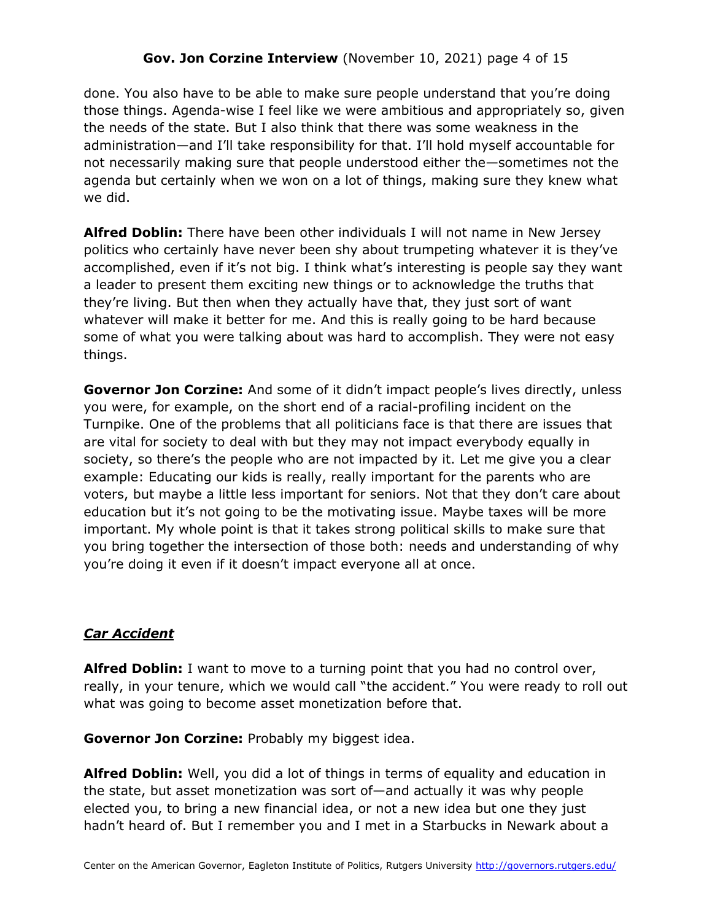done. You also have to be able to make sure people understand that you're doing those things. Agenda-wise I feel like we were ambitious and appropriately so, given the needs of the state. But I also think that there was some weakness in the administration—and I'll take responsibility for that. I'll hold myself accountable for not necessarily making sure that people understood either the—sometimes not the agenda but certainly when we won on a lot of things, making sure they knew what we did.

**Alfred Doblin:** There have been other individuals I will not name in New Jersey politics who certainly have never been shy about trumpeting whatever it is they've accomplished, even if it's not big. I think what's interesting is people say they want a leader to present them exciting new things or to acknowledge the truths that they're living. But then when they actually have that, they just sort of want whatever will make it better for me. And this is really going to be hard because some of what you were talking about was hard to accomplish. They were not easy things.

**Governor Jon Corzine:** And some of it didn't impact people's lives directly, unless you were, for example, on the short end of a racial-profiling incident on the Turnpike. One of the problems that all politicians face is that there are issues that are vital for society to deal with but they may not impact everybody equally in society, so there's the people who are not impacted by it. Let me give you a clear example: Educating our kids is really, really important for the parents who are voters, but maybe a little less important for seniors. Not that they don't care about education but it's not going to be the motivating issue. Maybe taxes will be more important. My whole point is that it takes strong political skills to make sure that you bring together the intersection of those both: needs and understanding of why you're doing it even if it doesn't impact everyone all at once.

## ***Car Accident***

**Alfred Doblin:** I want to move to a turning point that you had no control over, really, in your tenure, which we would call "the accident." You were ready to roll out what was going to become asset monetization before that.

**Governor Jon Corzine:** Probably my biggest idea.

**Alfred Doblin:** Well, you did a lot of things in terms of equality and education in the state, but asset monetization was sort of—and actually it was why people elected you, to bring a new financial idea, or not a new idea but one they just hadn't heard of. But I remember you and I met in a Starbucks in Newark about a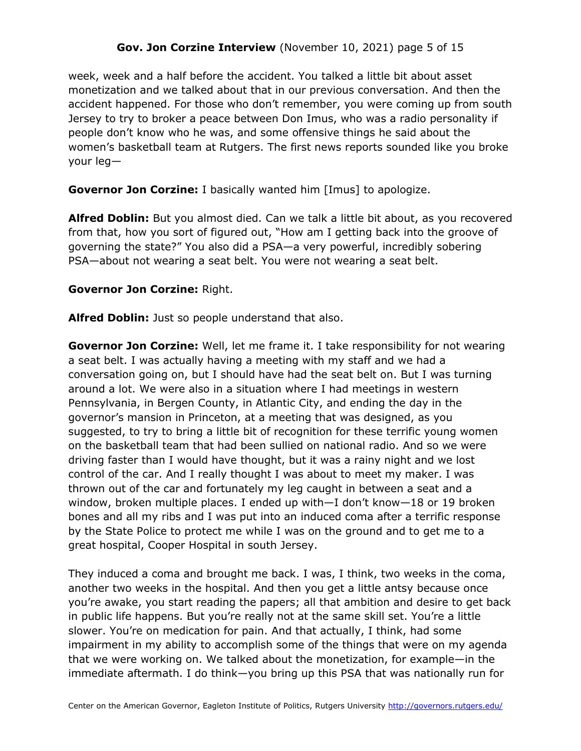week, week and a half before the accident. You talked a little bit about asset monetization and we talked about that in our previous conversation. And then the accident happened. For those who don't remember, you were coming up from south Jersey to try to broker a peace between Don Imus, who was a radio personality if people don't know who he was, and some offensive things he said about the women's basketball team at Rutgers. The first news reports sounded like you broke your leg—

**Governor Jon Corzine:** I basically wanted him [Imus] to apologize.

**Alfred Doblin:** But you almost died. Can we talk a little bit about, as you recovered from that, how you sort of figured out, "How am I getting back into the groove of governing the state?" You also did a PSA—a very powerful, incredibly sobering PSA—about not wearing a seat belt. You were not wearing a seat belt.

**Governor Jon Corzine:** Right.

**Alfred Doblin:** Just so people understand that also.

**Governor Jon Corzine:** Well, let me frame it. I take responsibility for not wearing a seat belt. I was actually having a meeting with my staff and we had a conversation going on, but I should have had the seat belt on. But I was turning around a lot. We were also in a situation where I had meetings in western Pennsylvania, in Bergen County, in Atlantic City, and ending the day in the governor's mansion in Princeton, at a meeting that was designed, as you suggested, to try to bring a little bit of recognition for these terrific young women on the basketball team that had been sullied on national radio. And so we were driving faster than I would have thought, but it was a rainy night and we lost control of the car. And I really thought I was about to meet my maker. I was thrown out of the car and fortunately my leg caught in between a seat and a window, broken multiple places. I ended up with—I don't know—18 or 19 broken bones and all my ribs and I was put into an induced coma after a terrific response by the State Police to protect me while I was on the ground and to get me to a great hospital, Cooper Hospital in south Jersey.

They induced a coma and brought me back. I was, I think, two weeks in the coma, another two weeks in the hospital. And then you get a little antsy because once you're awake, you start reading the papers; all that ambition and desire to get back in public life happens. But you're really not at the same skill set. You're a little slower. You're on medication for pain. And that actually, I think, had some impairment in my ability to accomplish some of the things that were on my agenda that we were working on. We talked about the monetization, for example—in the immediate aftermath. I do think—you bring up this PSA that was nationally run for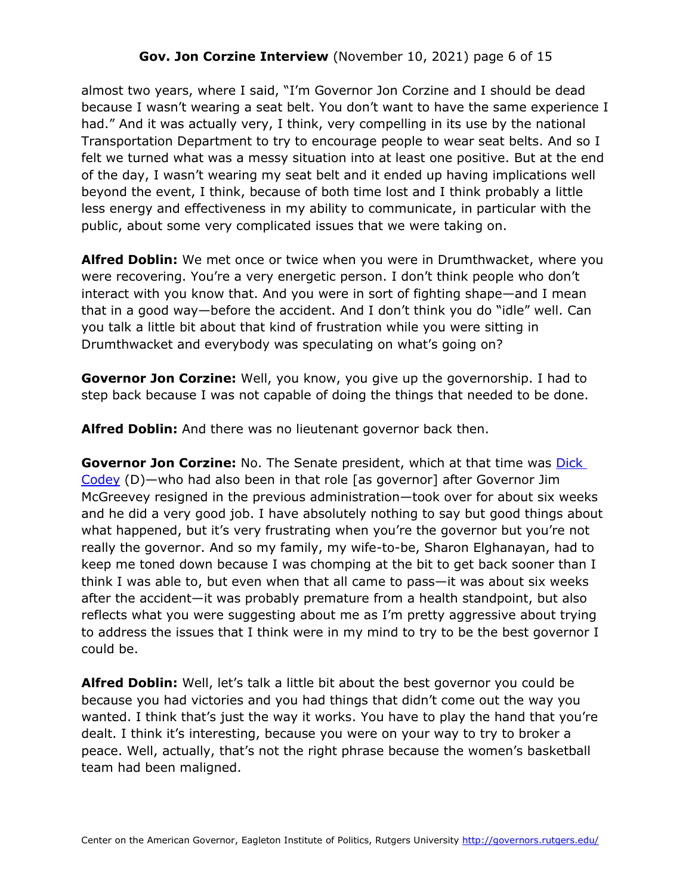almost two years, where I said, "I'm Governor Jon Corzine and I should be dead because I wasn't wearing a seat belt. You don't want to have the same experience I had." And it was actually very, I think, very compelling in its use by the national Transportation Department to try to encourage people to wear seat belts. And so I felt we turned what was a messy situation into at least one positive. But at the end of the day, I wasn't wearing my seat belt and it ended up having implications well beyond the event, I think, because of both time lost and I think probably a little less energy and effectiveness in my ability to communicate, in particular with the public, about some very complicated issues that we were taking on.

**Alfred Doblin:** We met once or twice when you were in Drumthwacket, where you were recovering. You're a very energetic person. I don't think people who don't interact with you know that. And you were in sort of fighting shape—and I mean that in a good way—before the accident. And I don't think you do "idle" well. Can you talk a little bit about that kind of frustration while you were sitting in Drumthwacket and everybody was speculating on what's going on?

**Governor Jon Corzine:** Well, you know, you give up the governorship. I had to step back because I was not capable of doing the things that needed to be done.

**Alfred Doblin:** And there was no lieutenant governor back then.

**Governor Jon Corzine:** No. The Senate president, which at that time was Dick Codey (D)—who had also been in that role [as governor] after Governor Jim McGreevey resigned in the previous administration—took over for about six weeks and he did a very good job. I have absolutely nothing to say but good things about what happened, but it's very frustrating when you're the governor but you're not really the governor. And so my family, my wife-to-be, Sharon Elghanayan, had to keep me toned down because I was chomping at the bit to get back sooner than I think I was able to, but even when that all came to pass—it was about six weeks after the accident—it was probably premature from a health standpoint, but also reflects what you were suggesting about me as I'm pretty aggressive about trying to address the issues that I think were in my mind to try to be the best governor I could be.

**Alfred Doblin:** Well, let's talk a little bit about the best governor you could be because you had victories and you had things that didn't come out the way you wanted. I think that's just the way it works. You have to play the hand that you're dealt. I think it's interesting, because you were on your way to try to broker a peace. Well, actually, that's not the right phrase because the women's basketball team had been maligned.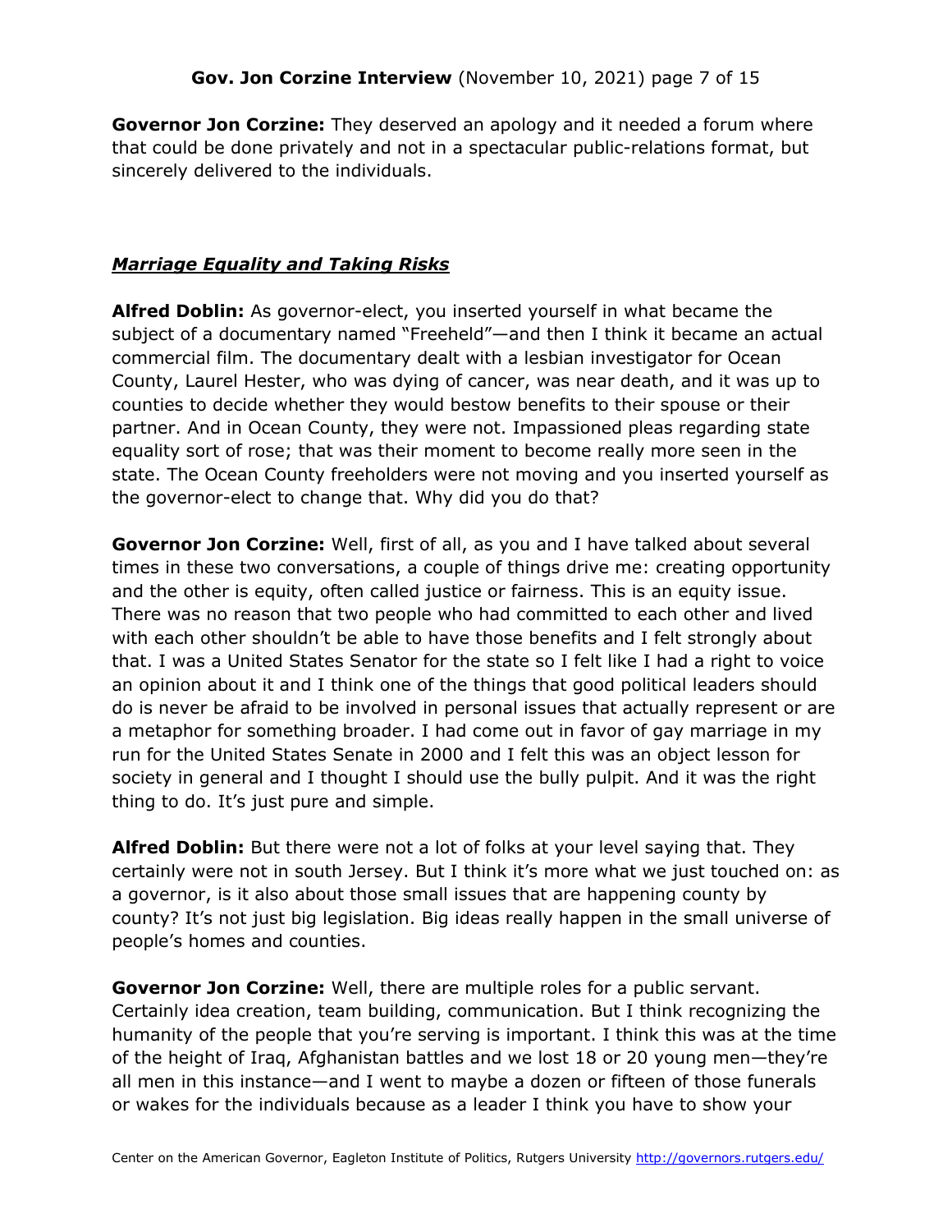**Governor Jon Corzine:** They deserved an apology and it needed a forum where that could be done privately and not in a spectacular public-relations format, but sincerely delivered to the individuals.

## ***Marriage Equality and Taking Risks***

**Alfred Doblin:** As governor-elect, you inserted yourself in what became the subject of a documentary named "Freeheld"—and then I think it became an actual commercial film. The documentary dealt with a lesbian investigator for Ocean County, Laurel Hester, who was dying of cancer, was near death, and it was up to counties to decide whether they would bestow benefits to their spouse or their partner. And in Ocean County, they were not. Impassioned pleas regarding state equality sort of rose; that was their moment to become really more seen in the state. The Ocean County freeholders were not moving and you inserted yourself as the governor-elect to change that. Why did you do that?

**Governor Jon Corzine:** Well, first of all, as you and I have talked about several times in these two conversations, a couple of things drive me: creating opportunity and the other is equity, often called justice or fairness. This is an equity issue. There was no reason that two people who had committed to each other and lived with each other shouldn't be able to have those benefits and I felt strongly about that. I was a United States Senator for the state so I felt like I had a right to voice an opinion about it and I think one of the things that good political leaders should do is never be afraid to be involved in personal issues that actually represent or are a metaphor for something broader. I had come out in favor of gay marriage in my run for the United States Senate in 2000 and I felt this was an object lesson for society in general and I thought I should use the bully pulpit. And it was the right thing to do. It's just pure and simple.

**Alfred Doblin:** But there were not a lot of folks at your level saying that. They certainly were not in south Jersey. But I think it's more what we just touched on: as a governor, is it also about those small issues that are happening county by county? It's not just big legislation. Big ideas really happen in the small universe of people's homes and counties.

**Governor Jon Corzine:** Well, there are multiple roles for a public servant. Certainly idea creation, team building, communication. But I think recognizing the humanity of the people that you're serving is important. I think this was at the time of the height of Iraq, Afghanistan battles and we lost 18 or 20 young men—they're all men in this instance—and I went to maybe a dozen or fifteen of those funerals or wakes for the individuals because as a leader I think you have to show your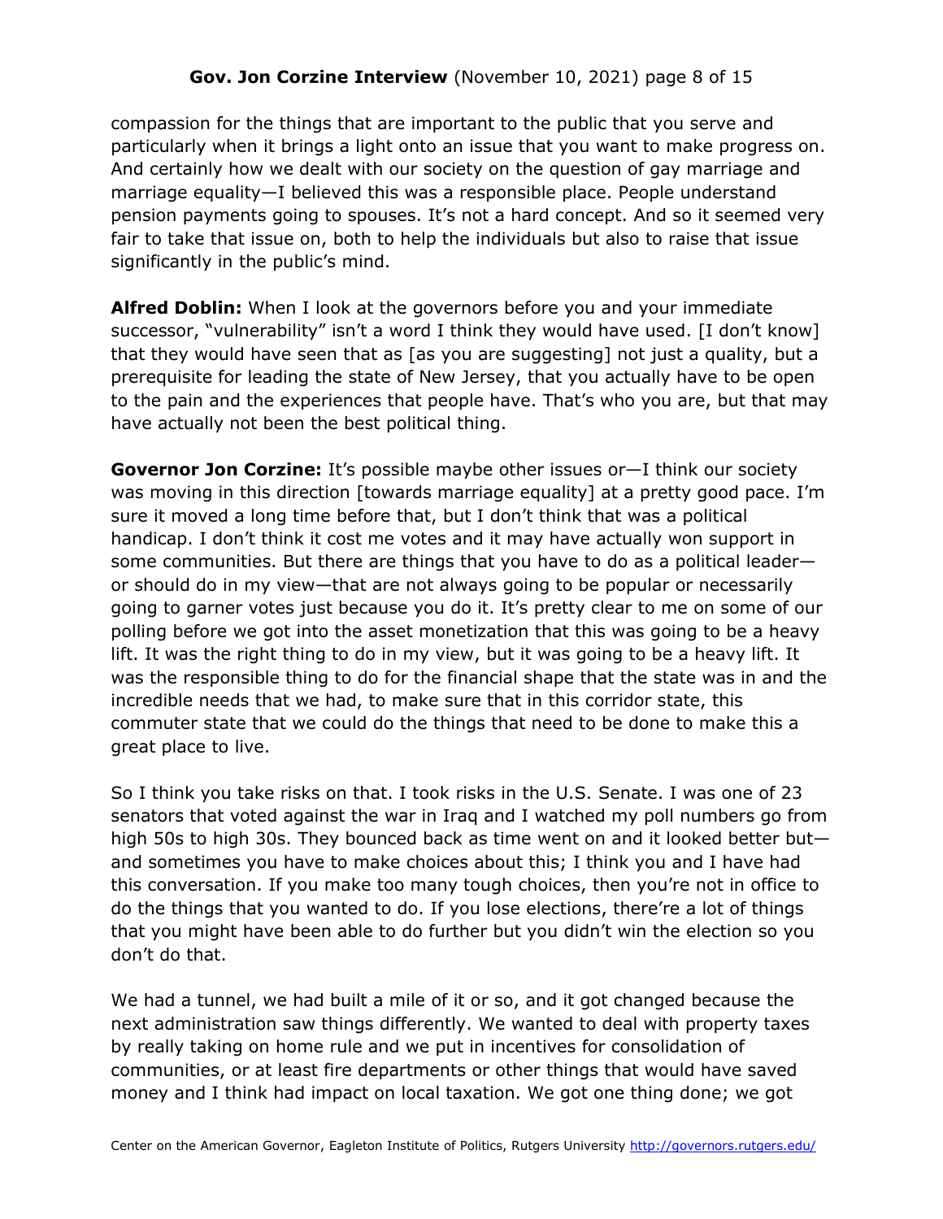compassion for the things that are important to the public that you serve and particularly when it brings a light onto an issue that you want to make progress on. And certainly how we dealt with our society on the question of gay marriage and marriage equality—I believed this was a responsible place. People understand pension payments going to spouses. It's not a hard concept. And so it seemed very fair to take that issue on, both to help the individuals but also to raise that issue significantly in the public's mind.

**Alfred Doblin:** When I look at the governors before you and your immediate successor, "vulnerability" isn't a word I think they would have used. [I don't know] that they would have seen that as [as you are suggesting] not just a quality, but a prerequisite for leading the state of New Jersey, that you actually have to be open to the pain and the experiences that people have. That's who you are, but that may have actually not been the best political thing.

**Governor Jon Corzine:** It's possible maybe other issues or—I think our society was moving in this direction [towards marriage equality] at a pretty good pace. I'm sure it moved a long time before that, but I don't think that was a political handicap. I don't think it cost me votes and it may have actually won support in some communities. But there are things that you have to do as a political leader—or should do in my view—that are not always going to be popular or necessarily going to garner votes just because you do it. It's pretty clear to me on some of our polling before we got into the asset monetization that this was going to be a heavy lift. It was the right thing to do in my view, but it was going to be a heavy lift. It was the responsible thing to do for the financial shape that the state was in and the incredible needs that we had, to make sure that in this corridor state, this commuter state that we could do the things that need to be done to make this a great place to live.

So I think you take risks on that. I took risks in the U.S. Senate. I was one of 23 senators that voted against the war in Iraq and I watched my poll numbers go from high 50s to high 30s. They bounced back as time went on and it looked better but—and sometimes you have to make choices about this; I think you and I have had this conversation. If you make too many tough choices, then you're not in office to do the things that you wanted to do. If you lose elections, there're a lot of things that you might have been able to do further but you didn't win the election so you don't do that.

We had a tunnel, we had built a mile of it or so, and it got changed because the next administration saw things differently. We wanted to deal with property taxes by really taking on home rule and we put in incentives for consolidation of communities, or at least fire departments or other things that would have saved money and I think had impact on local taxation. We got one thing done; we got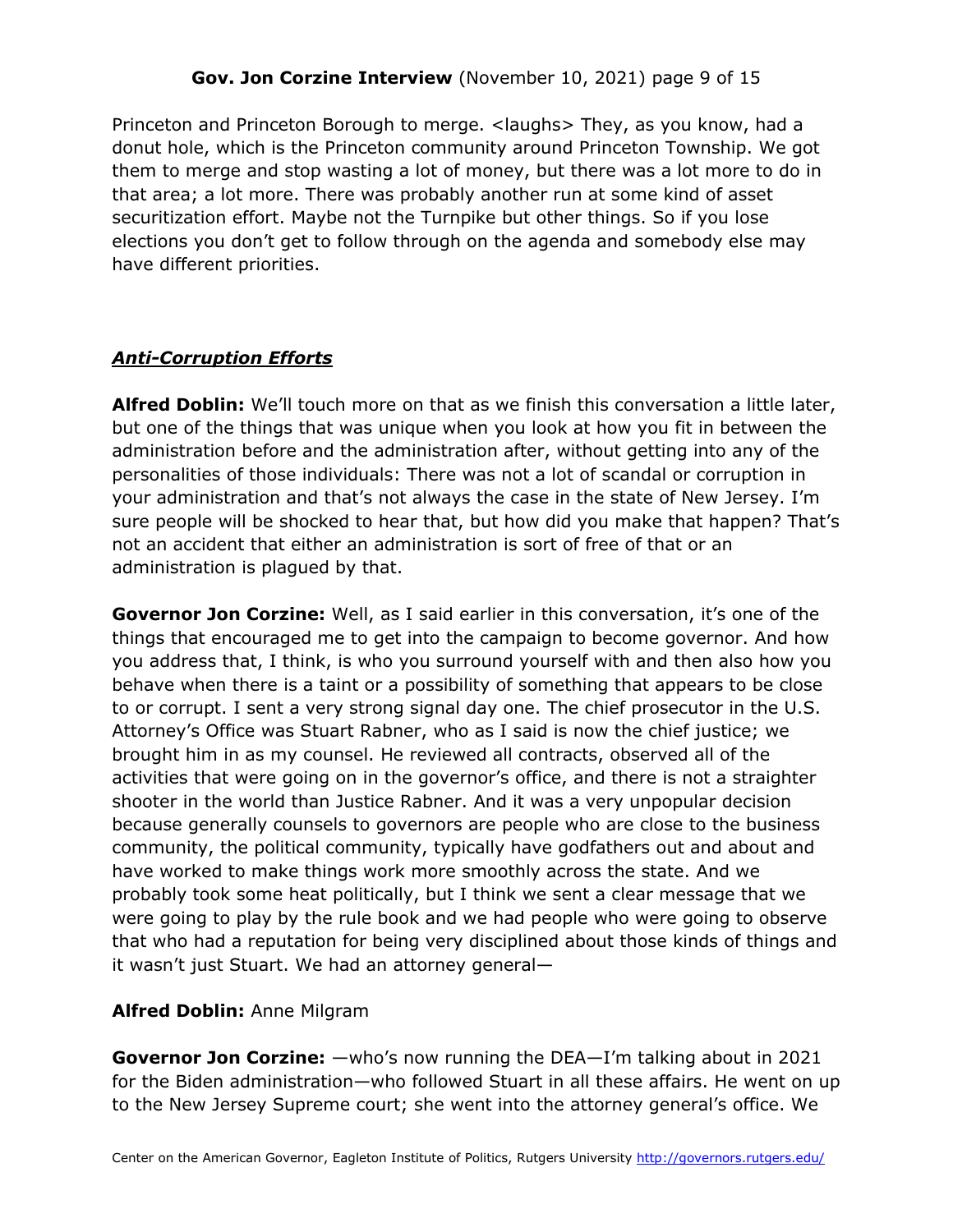Princeton and Princeton Borough to merge. <laughs> They, as you know, had a donut hole, which is the Princeton community around Princeton Township. We got them to merge and stop wasting a lot of money, but there was a lot more to do in that area; a lot more. There was probably another run at some kind of asset securitization effort. Maybe not the Turnpike but other things. So if you lose elections you don't get to follow through on the agenda and somebody else may have different priorities.

## ***Anti-Corruption Efforts***

**Alfred Doblin:** We'll touch more on that as we finish this conversation a little later, but one of the things that was unique when you look at how you fit in between the administration before and the administration after, without getting into any of the personalities of those individuals: There was not a lot of scandal or corruption in your administration and that's not always the case in the state of New Jersey. I'm sure people will be shocked to hear that, but how did you make that happen? That's not an accident that either an administration is sort of free of that or an administration is plagued by that.

**Governor Jon Corzine:** Well, as I said earlier in this conversation, it's one of the things that encouraged me to get into the campaign to become governor. And how you address that, I think, is who you surround yourself with and then also how you behave when there is a taint or a possibility of something that appears to be close to or corrupt. I sent a very strong signal day one. The chief prosecutor in the U.S. Attorney's Office was Stuart Rabner, who as I said is now the chief justice; we brought him in as my counsel. He reviewed all contracts, observed all of the activities that were going on in the governor's office, and there is not a straighter shooter in the world than Justice Rabner. And it was a very unpopular decision because generally counsels to governors are people who are close to the business community, the political community, typically have godfathers out and about and have worked to make things work more smoothly across the state. And we probably took some heat politically, but I think we sent a clear message that we were going to play by the rule book and we had people who were going to observe that who had a reputation for being very disciplined about those kinds of things and it wasn't just Stuart. We had an attorney general—

**Alfred Doblin:** Anne Milgram

**Governor Jon Corzine:** —who's now running the DEA—I'm talking about in 2021 for the Biden administration—who followed Stuart in all these affairs. He went on up to the New Jersey Supreme court; she went into the attorney general's office. We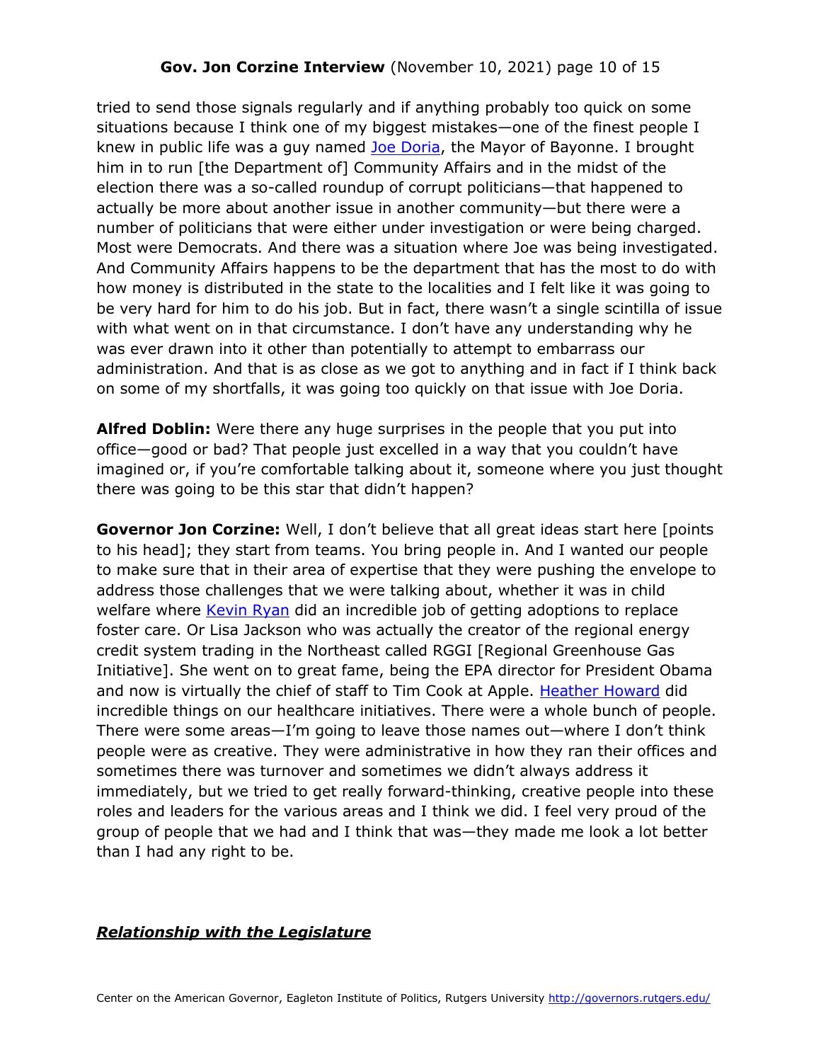tried to send those signals regularly and if anything probably too quick on some situations because I think one of my biggest mistakes—one of the finest people I knew in public life was a guy named Joe Doria, the Mayor of Bayonne. I brought him in to run [the Department of] Community Affairs and in the midst of the election there was a so-called roundup of corrupt politicians—that happened to actually be more about another issue in another community—but there were a number of politicians that were either under investigation or were being charged. Most were Democrats. And there was a situation where Joe was being investigated. And Community Affairs happens to be the department that has the most to do with how money is distributed in the state to the localities and I felt like it was going to be very hard for him to do his job. But in fact, there wasn't a single scintilla of issue with what went on in that circumstance. I don't have any understanding why he was ever drawn into it other than potentially to attempt to embarrass our administration. And that is as close as we got to anything and in fact if I think back on some of my shortfalls, it was going too quickly on that issue with Joe Doria.

**Alfred Doblin:** Were there any huge surprises in the people that you put into office—good or bad? That people just excelled in a way that you couldn't have imagined or, if you're comfortable talking about it, someone where you just thought there was going to be this star that didn't happen?

**Governor Jon Corzine:** Well, I don't believe that all great ideas start here [points to his head]; they start from teams. You bring people in. And I wanted our people to make sure that in their area of expertise that they were pushing the envelope to address those challenges that we were talking about, whether it was in child welfare where Kevin Ryan did an incredible job of getting adoptions to replace foster care. Or Lisa Jackson who was actually the creator of the regional energy credit system trading in the Northeast called RGGI [Regional Greenhouse Gas Initiative]. She went on to great fame, being the EPA director for President Obama and now is virtually the chief of staff to Tim Cook at Apple. Heather Howard did incredible things on our healthcare initiatives. There were a whole bunch of people. There were some areas—I'm going to leave those names out—where I don't think people were as creative. They were administrative in how they ran their offices and sometimes there was turnover and sometimes we didn't always address it immediately, but we tried to get really forward-thinking, creative people into these roles and leaders for the various areas and I think we did. I feel very proud of the group of people that we had and I think that was—they made me look a lot better than I had any right to be.

## ***Relationship with the Legislature***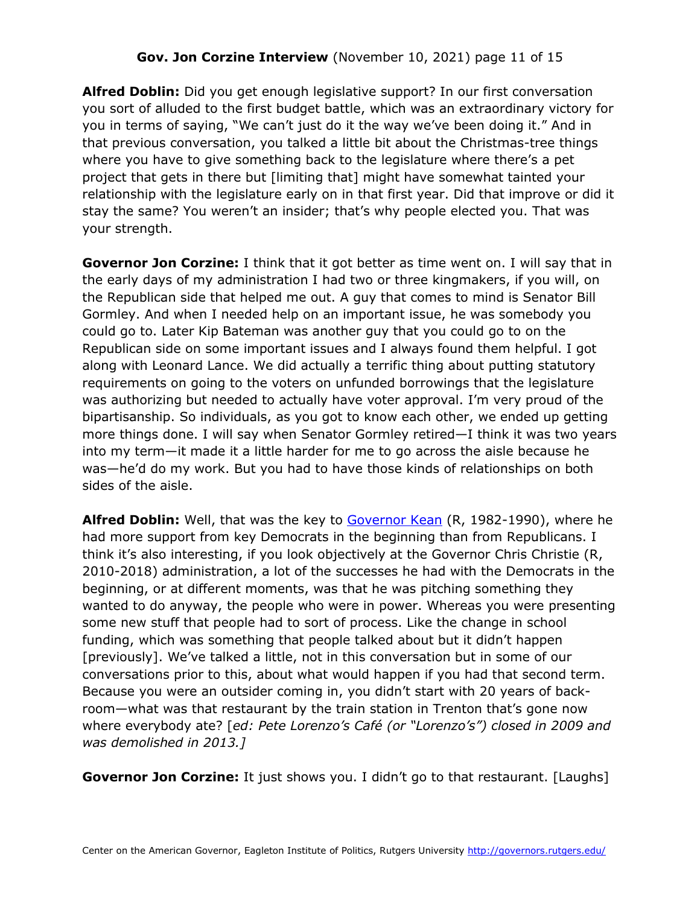**Alfred Doblin:** Did you get enough legislative support? In our first conversation you sort of alluded to the first budget battle, which was an extraordinary victory for you in terms of saying, "We can't just do it the way we've been doing it." And in that previous conversation, you talked a little bit about the Christmas-tree things where you have to give something back to the legislature where there's a pet project that gets in there but [limiting that] might have somewhat tainted your relationship with the legislature early on in that first year. Did that improve or did it stay the same? You weren't an insider; that's why people elected you. That was your strength.

**Governor Jon Corzine:** I think that it got better as time went on. I will say that in the early days of my administration I had two or three kingmakers, if you will, on the Republican side that helped me out. A guy that comes to mind is Senator Bill Gormley. And when I needed help on an important issue, he was somebody you could go to. Later Kip Bateman was another guy that you could go to on the Republican side on some important issues and I always found them helpful. I got along with Leonard Lance. We did actually a terrific thing about putting statutory requirements on going to the voters on unfunded borrowings that the legislature was authorizing but needed to actually have voter approval. I'm very proud of the bipartisanship. So individuals, as you got to know each other, we ended up getting more things done. I will say when Senator Gormley retired—I think it was two years into my term—it made it a little harder for me to go across the aisle because he was—he'd do my work. But you had to have those kinds of relationships on both sides of the aisle.

**Alfred Doblin:** Well, that was the key to [Governor Kean](http://governors.rutgers.edu/) (R, 1982-1990), where he had more support from key Democrats in the beginning than from Republicans. I think it's also interesting, if you look objectively at the Governor Chris Christie (R, 2010-2018) administration, a lot of the successes he had with the Democrats in the beginning, or at different moments, was that he was pitching something they wanted to do anyway, the people who were in power. Whereas you were presenting some new stuff that people had to sort of process. Like the change in school funding, which was something that people talked about but it didn't happen [previously]. We've talked a little, not in this conversation but in some of our conversations prior to this, about what would happen if you had that second term. Because you were an outsider coming in, you didn't start with 20 years of back-room—what was that restaurant by the train station in Trenton that's gone now where everybody ate? [*ed: Pete Lorenzo's Café (or "Lorenzo's") closed in 2009 and was demolished in 2013.]*

**Governor Jon Corzine:** It just shows you. I didn't go to that restaurant. [Laughs]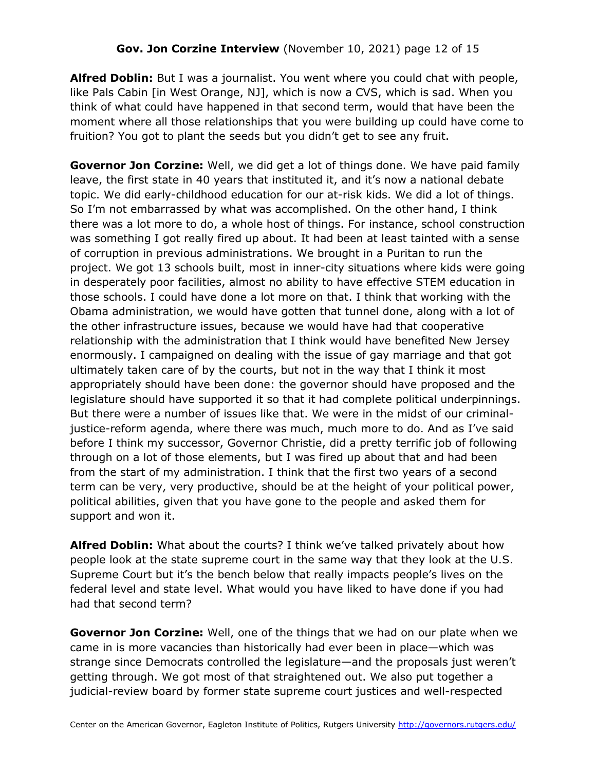**Alfred Doblin:** But I was a journalist. You went where you could chat with people, like Pals Cabin [in West Orange, NJ], which is now a CVS, which is sad. When you think of what could have happened in that second term, would that have been the moment where all those relationships that you were building up could have come to fruition? You got to plant the seeds but you didn't get to see any fruit.

**Governor Jon Corzine:** Well, we did get a lot of things done. We have paid family leave, the first state in 40 years that instituted it, and it's now a national debate topic. We did early-childhood education for our at-risk kids. We did a lot of things. So I'm not embarrassed by what was accomplished. On the other hand, I think there was a lot more to do, a whole host of things. For instance, school construction was something I got really fired up about. It had been at least tainted with a sense of corruption in previous administrations. We brought in a Puritan to run the project. We got 13 schools built, most in inner-city situations where kids were going in desperately poor facilities, almost no ability to have effective STEM education in those schools. I could have done a lot more on that. I think that working with the Obama administration, we would have gotten that tunnel done, along with a lot of the other infrastructure issues, because we would have had that cooperative relationship with the administration that I think would have benefited New Jersey enormously. I campaigned on dealing with the issue of gay marriage and that got ultimately taken care of by the courts, but not in the way that I think it most appropriately should have been done: the governor should have proposed and the legislature should have supported it so that it had complete political underpinnings. But there were a number of issues like that. We were in the midst of our criminal-justice-reform agenda, where there was much, much more to do. And as I've said before I think my successor, Governor Christie, did a pretty terrific job of following through on a lot of those elements, but I was fired up about that and had been from the start of my administration. I think that the first two years of a second term can be very, very productive, should be at the height of your political power, political abilities, given that you have gone to the people and asked them for support and won it.

**Alfred Doblin:** What about the courts? I think we've talked privately about how people look at the state supreme court in the same way that they look at the U.S. Supreme Court but it's the bench below that really impacts people's lives on the federal level and state level. What would you have liked to have done if you had had that second term?

**Governor Jon Corzine:** Well, one of the things that we had on our plate when we came in is more vacancies than historically had ever been in place—which was strange since Democrats controlled the legislature—and the proposals just weren't getting through. We got most of that straightened out. We also put together a judicial-review board by former state supreme court justices and well-respected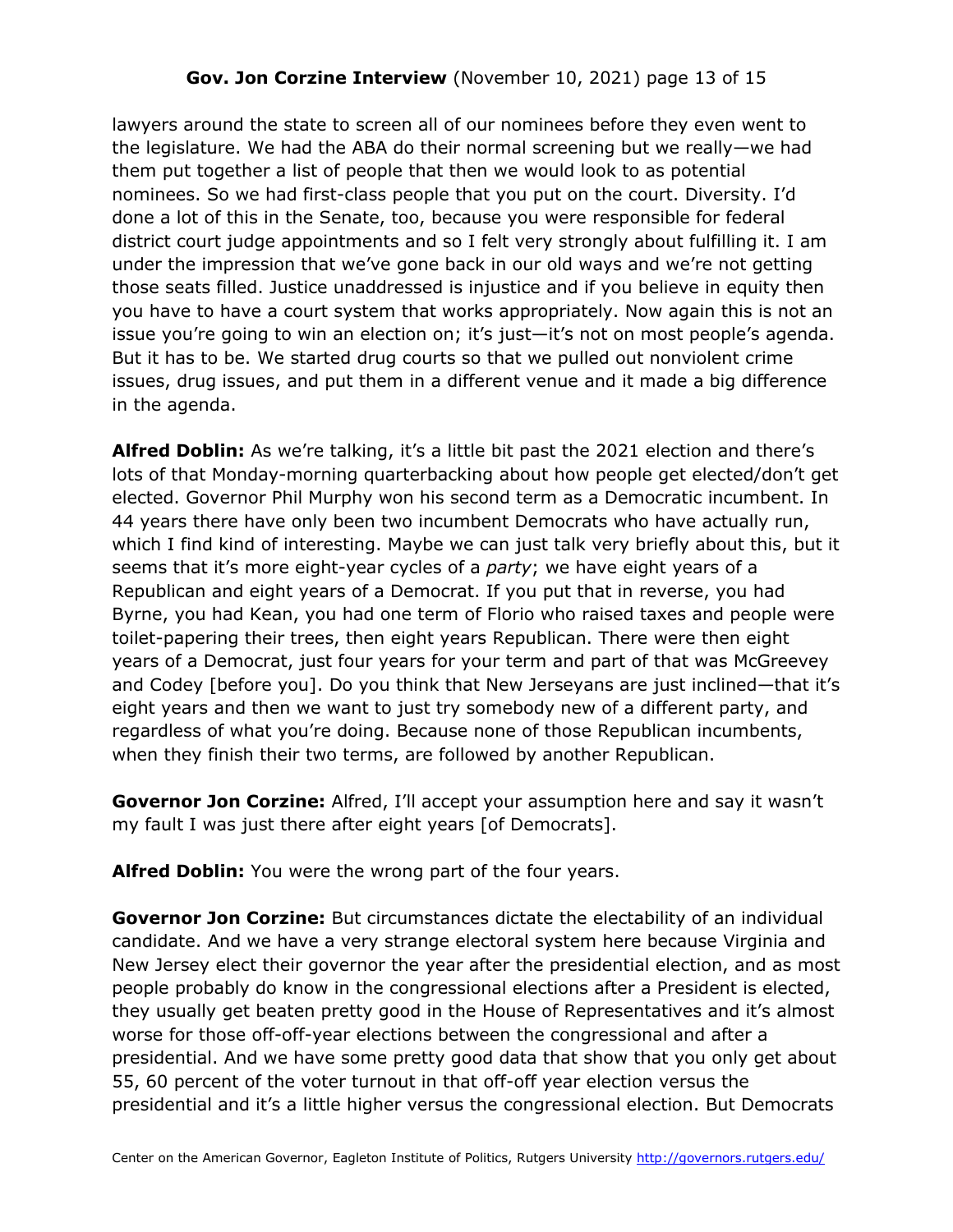lawyers around the state to screen all of our nominees before they even went to the legislature. We had the ABA do their normal screening but we really—we had them put together a list of people that then we would look to as potential nominees. So we had first-class people that you put on the court. Diversity. I'd done a lot of this in the Senate, too, because you were responsible for federal district court judge appointments and so I felt very strongly about fulfilling it. I am under the impression that we've gone back in our old ways and we're not getting those seats filled. Justice unaddressed is injustice and if you believe in equity then you have to have a court system that works appropriately. Now again this is not an issue you're going to win an election on; it's just—it's not on most people's agenda. But it has to be. We started drug courts so that we pulled out nonviolent crime issues, drug issues, and put them in a different venue and it made a big difference in the agenda.

**Alfred Doblin:** As we're talking, it's a little bit past the 2021 election and there's lots of that Monday-morning quarterbacking about how people get elected/don't get elected. Governor Phil Murphy won his second term as a Democratic incumbent. In 44 years there have only been two incumbent Democrats who have actually run, which I find kind of interesting. Maybe we can just talk very briefly about this, but it seems that it's more eight-year cycles of a *party*; we have eight years of a Republican and eight years of a Democrat. If you put that in reverse, you had Byrne, you had Kean, you had one term of Florio who raised taxes and people were toilet-papering their trees, then eight years Republican. There were then eight years of a Democrat, just four years for your term and part of that was McGreevey and Codey [before you]. Do you think that New Jerseyans are just inclined—that it's eight years and then we want to just try somebody new of a different party, and regardless of what you're doing. Because none of those Republican incumbents, when they finish their two terms, are followed by another Republican.

**Governor Jon Corzine:** Alfred, I'll accept your assumption here and say it wasn't my fault I was just there after eight years [of Democrats].

**Alfred Doblin:** You were the wrong part of the four years.

**Governor Jon Corzine:** But circumstances dictate the electability of an individual candidate. And we have a very strange electoral system here because Virginia and New Jersey elect their governor the year after the presidential election, and as most people probably do know in the congressional elections after a President is elected, they usually get beaten pretty good in the House of Representatives and it's almost worse for those off-off-year elections between the congressional and after a presidential. And we have some pretty good data that show that you only get about 55, 60 percent of the voter turnout in that off-off year election versus the presidential and it's a little higher versus the congressional election. But Democrats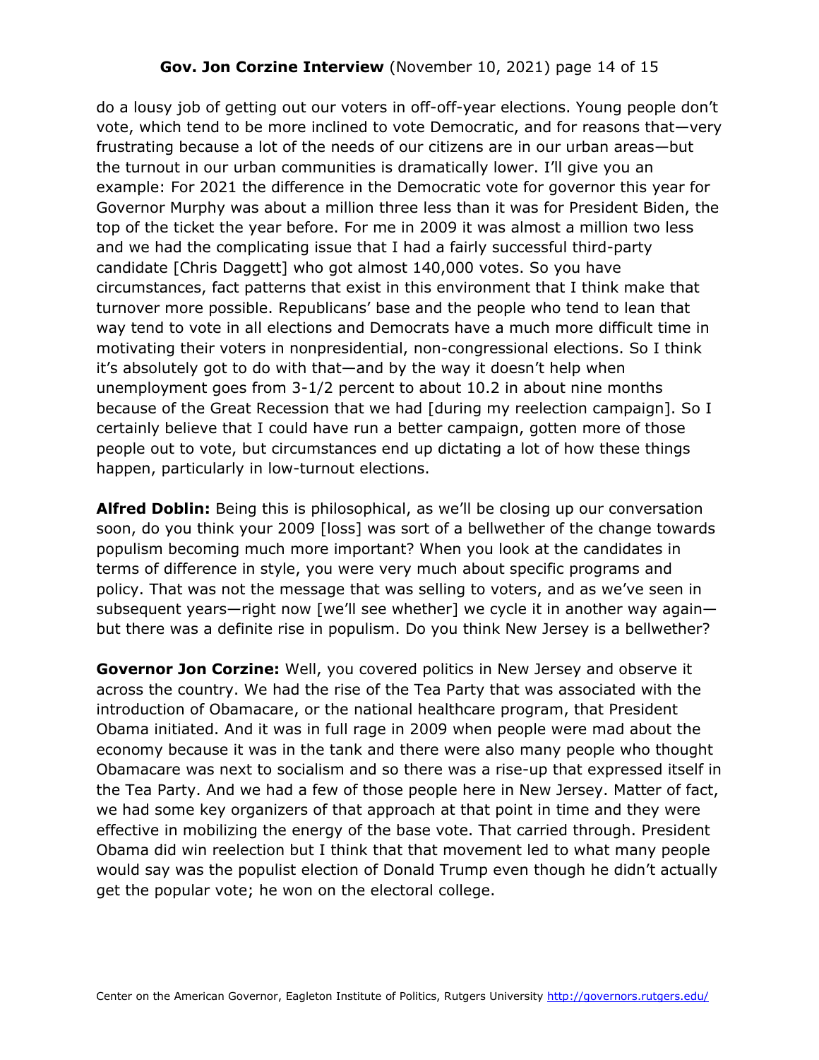do a lousy job of getting out our voters in off-off-year elections. Young people don't vote, which tend to be more inclined to vote Democratic, and for reasons that—very frustrating because a lot of the needs of our citizens are in our urban areas—but the turnout in our urban communities is dramatically lower. I'll give you an example: For 2021 the difference in the Democratic vote for governor this year for Governor Murphy was about a million three less than it was for President Biden, the top of the ticket the year before. For me in 2009 it was almost a million two less and we had the complicating issue that I had a fairly successful third-party candidate [Chris Daggett] who got almost 140,000 votes. So you have circumstances, fact patterns that exist in this environment that I think make that turnover more possible. Republicans' base and the people who tend to lean that way tend to vote in all elections and Democrats have a much more difficult time in motivating their voters in nonpresidential, non-congressional elections. So I think it's absolutely got to do with that—and by the way it doesn't help when unemployment goes from 3-1/2 percent to about 10.2 in about nine months because of the Great Recession that we had [during my reelection campaign]. So I certainly believe that I could have run a better campaign, gotten more of those people out to vote, but circumstances end up dictating a lot of how these things happen, particularly in low-turnout elections.

**Alfred Doblin:** Being this is philosophical, as we'll be closing up our conversation soon, do you think your 2009 [loss] was sort of a bellwether of the change towards populism becoming much more important? When you look at the candidates in terms of difference in style, you were very much about specific programs and policy. That was not the message that was selling to voters, and as we've seen in subsequent years—right now [we'll see whether] we cycle it in another way again—but there was a definite rise in populism. Do you think New Jersey is a bellwether?

**Governor Jon Corzine:** Well, you covered politics in New Jersey and observe it across the country. We had the rise of the Tea Party that was associated with the introduction of Obamacare, or the national healthcare program, that President Obama initiated. And it was in full rage in 2009 when people were mad about the economy because it was in the tank and there were also many people who thought Obamacare was next to socialism and so there was a rise-up that expressed itself in the Tea Party. And we had a few of those people here in New Jersey. Matter of fact, we had some key organizers of that approach at that point in time and they were effective in mobilizing the energy of the base vote. That carried through. President Obama did win reelection but I think that that movement led to what many people would say was the populist election of Donald Trump even though he didn't actually get the popular vote; he won on the electoral college.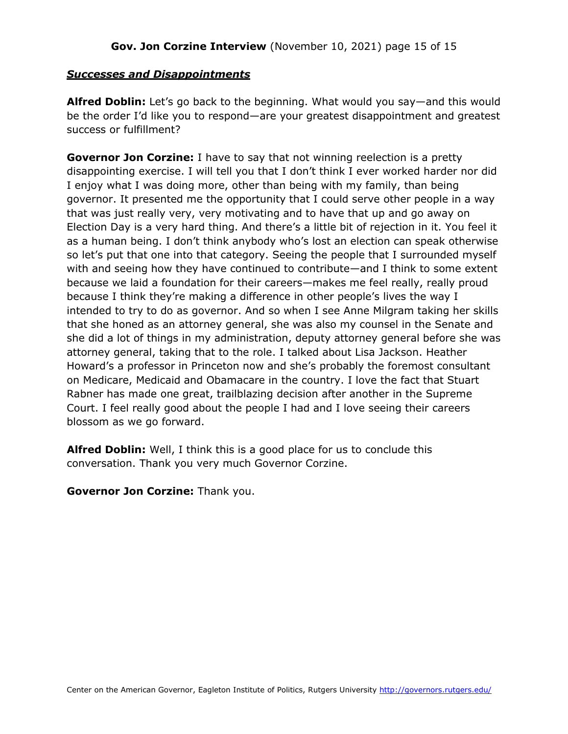***Successes and Disappointments***

**Alfred Doblin:** Let's go back to the beginning. What would you say—and this would be the order I'd like you to respond—are your greatest disappointment and greatest success or fulfillment?

**Governor Jon Corzine:** I have to say that not winning reelection is a pretty disappointing exercise. I will tell you that I don't think I ever worked harder nor did I enjoy what I was doing more, other than being with my family, than being governor. It presented me the opportunity that I could serve other people in a way that was just really very, very motivating and to have that up and go away on Election Day is a very hard thing. And there's a little bit of rejection in it. You feel it as a human being. I don't think anybody who's lost an election can speak otherwise so let's put that one into that category. Seeing the people that I surrounded myself with and seeing how they have continued to contribute—and I think to some extent because we laid a foundation for their careers—makes me feel really, really proud because I think they're making a difference in other people's lives the way I intended to try to do as governor. And so when I see Anne Milgram taking her skills that she honed as an attorney general, she was also my counsel in the Senate and she did a lot of things in my administration, deputy attorney general before she was attorney general, taking that to the role. I talked about Lisa Jackson. Heather Howard's a professor in Princeton now and she's probably the foremost consultant on Medicare, Medicaid and Obamacare in the country. I love the fact that Stuart Rabner has made one great, trailblazing decision after another in the Supreme Court. I feel really good about the people I had and I love seeing their careers blossom as we go forward.

**Alfred Doblin:** Well, I think this is a good place for us to conclude this conversation. Thank you very much Governor Corzine.

**Governor Jon Corzine:** Thank you.